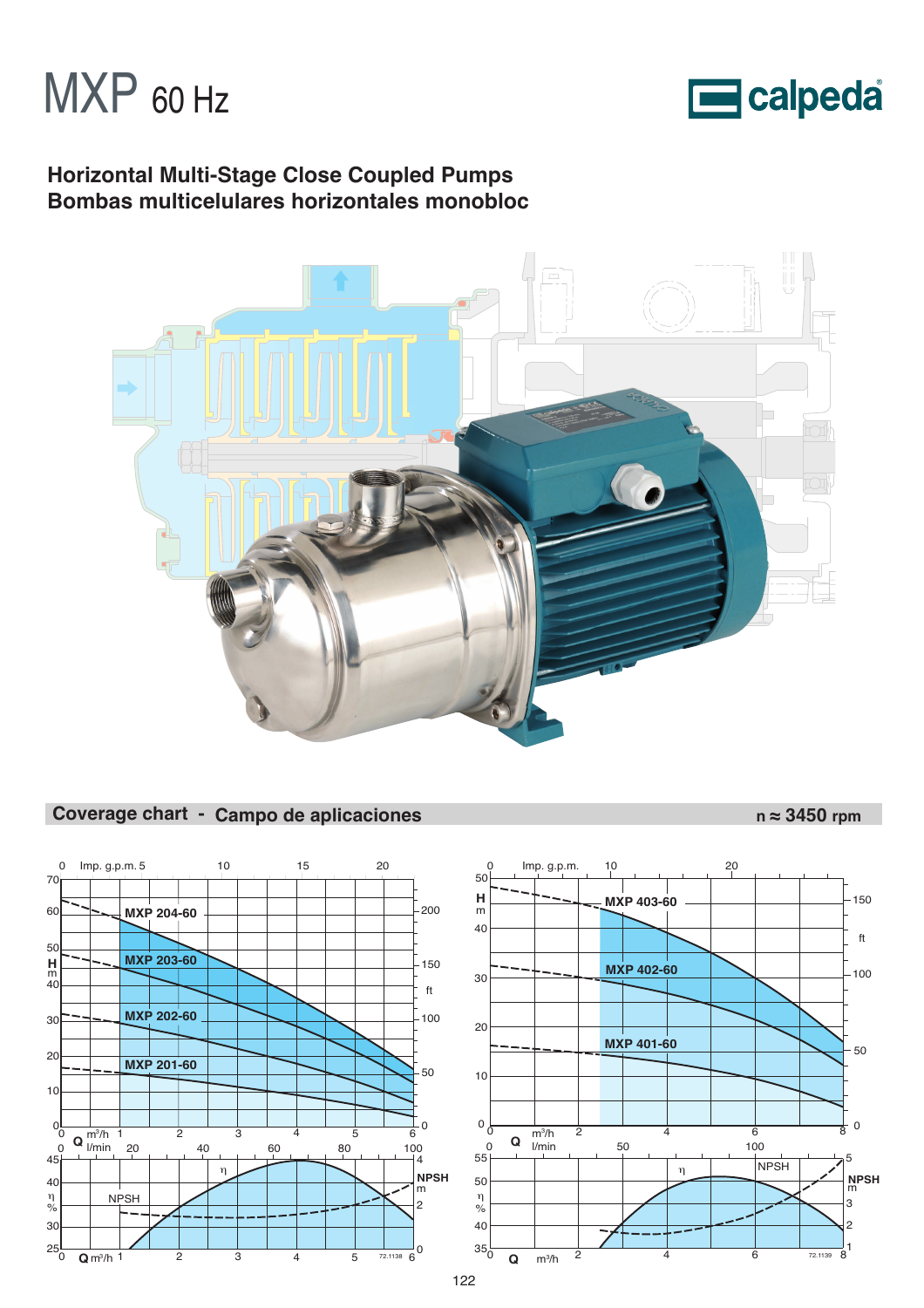# MXP 60 Hz

calpeda

## Horizontal Multi-Stage Close Coupled Pumps
## Bombas multicelulares horizontales monobloc

## Coverage chart - Campo de aplicaciones

n ≈ 3450 rpm

MXP 204-60
MXP 203-60
MXP 202-60
MXP 201-60

MXP 403-60
MXP 402-60
MXP 401-60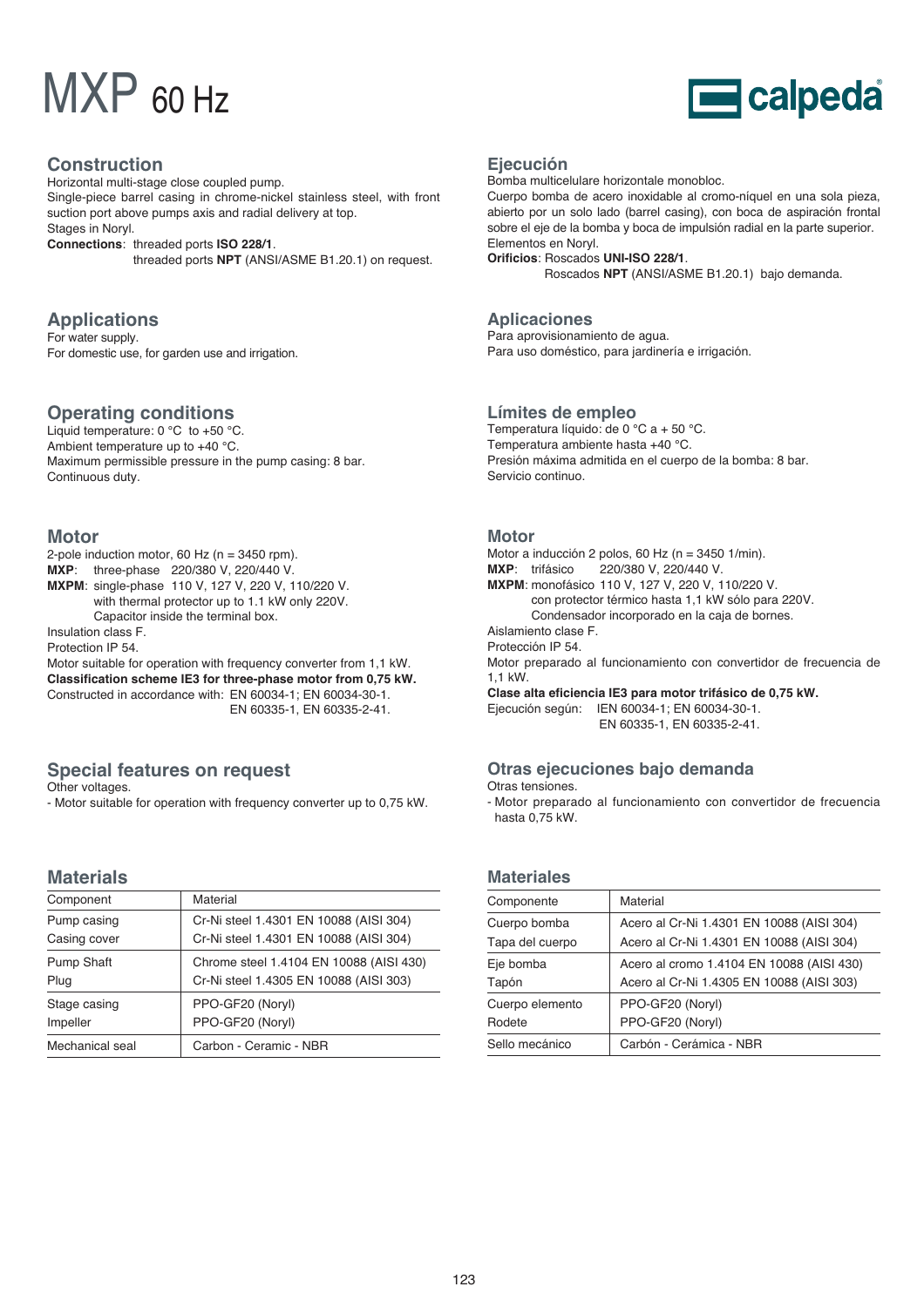# MXP 60 Hz

calpeda

## Construction

Horizontal multi-stage close coupled pump.
Single-piece barrel casing in chrome-nickel stainless steel, with front suction port above pumps axis and radial delivery at top.
Stages in Noryl.
**Connections**: threaded ports **ISO 228/1**.
threaded ports **NPT** (ANSI/ASME B1.20.1) on request.

## Applications

For water supply.
For domestic use, for garden use and irrigation.

## Operating conditions

Liquid temperature: 0 °C to +50 °C.
Ambient temperature up to +40 °C.
Maximum permissible pressure in the pump casing: 8 bar.
Continuous duty.

## Motor

2-pole induction motor, 60 Hz (n = 3450 rpm).
**MXP**: three-phase 220/380 V, 220/440 V.
**MXPM**: single-phase 110 V, 127 V, 220 V, 110/220 V.
with thermal protector up to 1.1 kW only 220V.
Capacitor inside the terminal box.
Insulation class F.
Protection IP 54.
Motor suitable for operation with frequency converter from 1,1 kW.
**Classification scheme IE3 for three-phase motor from 0,75 kW.**
Constructed in accordance with: EN 60034-1; EN 60034-30-1.
EN 60335-1, EN 60335-2-41.

## Special features on request

Other voltages.
- Motor suitable for operation with frequency converter up to 0,75 kW.

## Materials

| Component | Material |
|---|---|
| Pump casing | Cr-Ni steel 1.4301 EN 10088 (AISI 304) |
| Casing cover | Cr-Ni steel 1.4301 EN 10088 (AISI 304) |
| Pump Shaft | Chrome steel 1.4104 EN 10088 (AISI 430) |
| Plug | Cr-Ni steel 1.4305 EN 10088 (AISI 303) |
| Stage casing | PPO-GF20 (Noryl) |
| Impeller | PPO-GF20 (Noryl) |
| Mechanical seal | Carbon - Ceramic - NBR |

## Ejecución

Bomba multicelulare horizontale monobloc.
Cuerpo bomba de acero inoxidable al cromo-níquel en una sola pieza, abierto por un solo lado (barrel casing), con boca de aspiración frontal sobre el eje de la bomba y boca de impulsión radial en la parte superior.
Elementos en Noryl.
**Orificios**: Roscados **UNI-ISO 228/1**.
Roscados **NPT** (ANSI/ASME B1.20.1) bajo demanda.

## Aplicaciones

Para aprovisionamiento de agua.
Para uso doméstico, para jardinería e irrigación.

## Límites de empleo

Temperatura líquido: de 0 °C a + 50 °C.
Temperatura ambiente hasta +40 °C.
Presión máxima admitida en el cuerpo de la bomba: 8 bar.
Servicio continuo.

## Motor

Motor a inducción 2 polos, 60 Hz (n = 3450 1/min).
**MXP**: trifásico 220/380 V, 220/440 V.
**MXPM**: monofásico 110 V, 127 V, 220 V, 110/220 V.
con protector térmico hasta 1,1 kW sólo para 220V.
Condensador incorporado en la caja de bornes.
Aislamiento clase F.
Protección IP 54.
Motor preparado al funcionamiento con convertidor de frecuencia de 1,1 kW.
**Clase alta eficiencia IE3 para motor trifásico de 0,75 kW.**
Ejecución según: IEN 60034-1; EN 60034-30-1.
EN 60335-1, EN 60335-2-41.

## Otras ejecuciones bajo demanda

Otras tensiones.
- Motor preparado al funcionamiento con convertidor de frecuencia hasta 0,75 kW.

## Materiales

| Componente | Material |
|---|---|
| Cuerpo bomba | Acero al Cr-Ni 1.4301 EN 10088 (AISI 304) |
| Tapa del cuerpo | Acero al Cr-Ni 1.4301 EN 10088 (AISI 304) |
| Eje bomba | Acero al cromo 1.4104 EN 10088 (AISI 430) |
| Tapón | Acero al Cr-Ni 1.4305 EN 10088 (AISI 303) |
| Cuerpo elemento | PPO-GF20 (Noryl) |
| Rodete | PPO-GF20 (Noryl) |
| Sello mecánico | Carbón - Cerámica - NBR |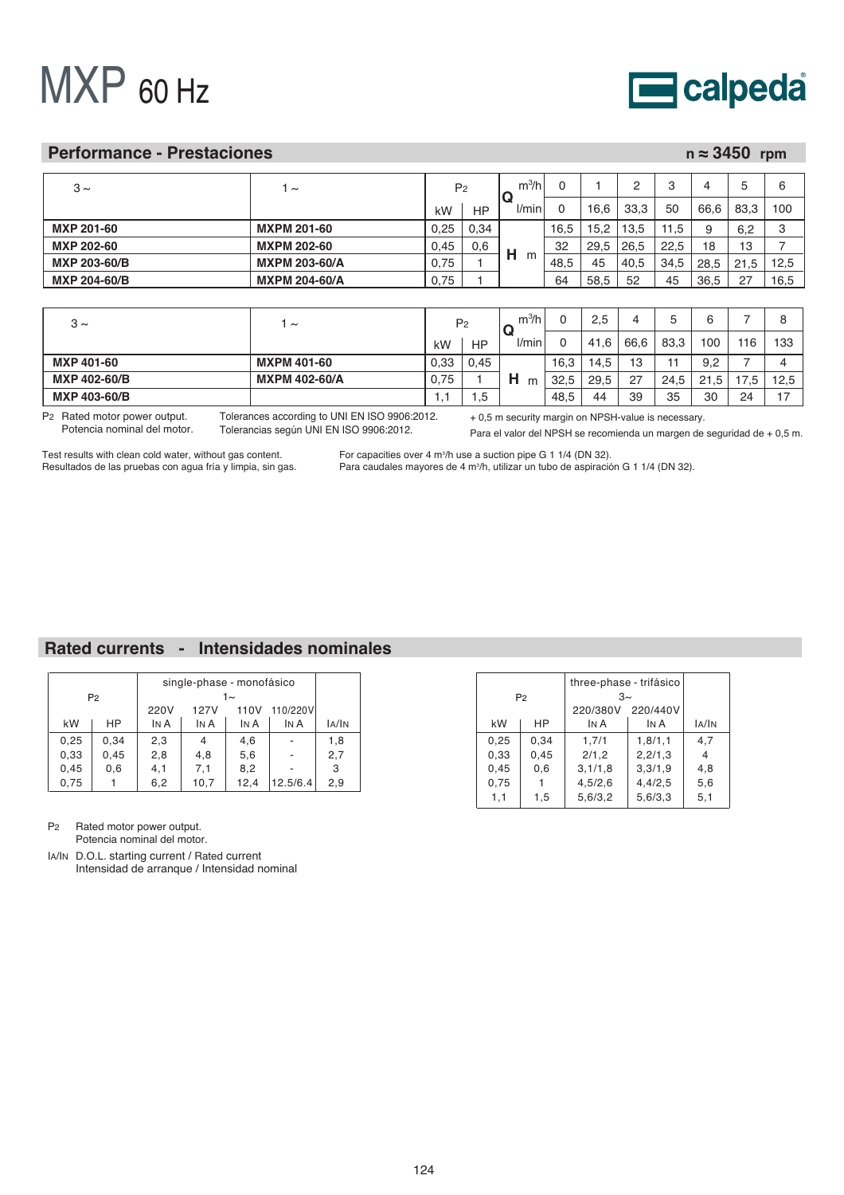# MXP 60 Hz

calpeda

## Performance - Prestaciones

n ≈ 3450 rpm

| 3 ~ | 1 ~ | P2 | | Q | m³/h | 0 | 1 | 2 | 3 | 4 | 5 | 6 |
|---|---|---|---|---|---|---|---|---|---|---|---|---|
| | | kW | HP | | l/min | 0 | 16,6 | 33,3 | 50 | 66,6 | 83,3 | 100 |
| **MXP 201-60** | **MXPM 201-60** | 0,25 | 0,34 | H | m | 16,5 | 15,2 | 13,5 | 11,5 | 9 | 6,2 | 3 |
| **MXP 202-60** | **MXPM 202-60** | 0,45 | 0,6 | | | 32 | 29,5 | 26,5 | 22,5 | 18 | 13 | 7 |
| **MXP 203-60/B** | **MXPM 203-60/A** | 0,75 | 1 | | | 48,5 | 45 | 40,5 | 34,5 | 28,5 | 21,5 | 12,5 |
| **MXP 204-60/B** | **MXPM 204-60/A** | 0,75 | 1 | | | 64 | 58,5 | 52 | 45 | 36,5 | 27 | 16,5 |

| 3 ~ | 1 ~ | P2 | | Q | m³/h | 0 | 2,5 | 4 | 5 | 6 | 7 | 8 |
|---|---|---|---|---|---|---|---|---|---|---|---|---|
| | | kW | HP | | l/min | 0 | 41,6 | 66,6 | 83,3 | 100 | 116 | 133 |
| **MXP 401-60** | **MXPM 401-60** | 0,33 | 0,45 | H | m | 16,3 | 14,5 | 13 | 11 | 9,2 | 7 | 4 |
| **MXP 402-60/B** | **MXPM 402-60/A** | 0,75 | 1 | | | 32,5 | 29,5 | 27 | 24,5 | 21,5 | 17,5 | 12,5 |
| **MXP 403-60/B** | | 1,1 | 1,5 | | | 48,5 | 44 | 39 | 35 | 30 | 24 | 17 |

P2 Rated motor power output.
Potencia nominal del motor.

Tolerances according to UNI EN ISO 9906:2012.
Tolerancias según UNI EN ISO 9906:2012.

+ 0,5 m security margin on NPSH-value is necessary.
Para el valor del NPSH se recomienda un margen de seguridad de + 0,5 m.

Test results with clean cold water, without gas content.
Resultados de las pruebas con agua fría y limpia, sin gas.

For capacities over 4 m³/h use a suction pipe G 1 1/4 (DN 32).
Para caudales mayores de 4 m³/h, utilizar un tubo de aspiración G 1 1/4 (DN 32).

## Rated currents - Intensidades nominales

| P2 | | single-phase - monofásico 1~ | | | | |
|---|---|---|---|---|---|---|
| | | 220V | 127V | 110V | 110/220V | |
| kW | HP | IN A | IN A | IN A | IN A | IA/IN |
| 0,25 | 0,34 | 2,3 | 4 | 4,6 | - | 1,8 |
| 0,33 | 0,45 | 2,8 | 4,8 | 5,6 | - | 2,7 |
| 0,45 | 0,6 | 4,1 | 7,1 | 8,2 | - | 3 |
| 0,75 | 1 | 6,2 | 10,7 | 12,4 | 12.5/6.4 | 2,9 |

| P2 | | three-phase - trifásico 3~ | | |
|---|---|---|---|---|
| | | 220/380V | 220/440V | |
| kW | HP | IN A | IN A | IA/IN |
| 0,25 | 0,34 | 1,7/1 | 1,8/1,1 | 4,7 |
| 0,33 | 0,45 | 2/1,2 | 2,2/1,3 | 4 |
| 0,45 | 0,6 | 3,1/1,8 | 3,3/1,9 | 4,8 |
| 0,75 | 1 | 4,5/2,6 | 4,4/2,5 | 5,6 |
| 1,1 | 1,5 | 5,6/3,2 | 5,6/3,3 | 5,1 |

P2 Rated motor power output.
Potencia nominal del motor.

IA/IN D.O.L. starting current / Rated current
Intensidad de arranque / Intensidad nominal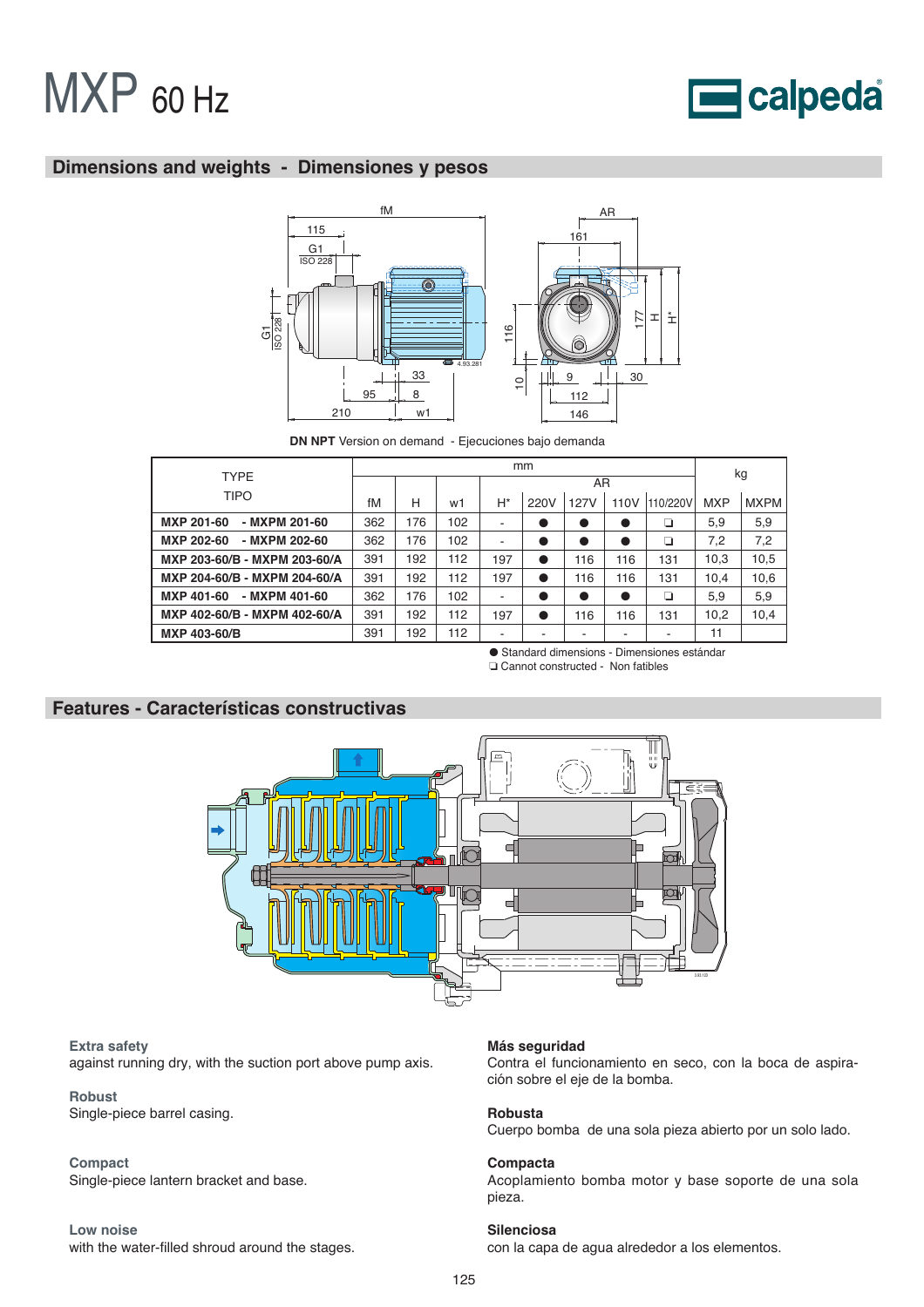# MXP 60 Hz

calpeda

## Dimensions and weights - Dimensiones y pesos

**DN NPT** Version on demand - Ejecuciones bajo demanda

| TYPE<br>TIPO | mm | | | | | | | | kg | |
|---|---|---|---|---|---|---|---|---|---|---|
| | | | | | AR | | | | | |
| | fM | H | w1 | H* | 220V | 127V | 110V | 110/220V | MXP | MXPM |
| **MXP 201-60 - MXPM 201-60** | 362 | 176 | 102 | - | ● | ● | ● | ❑ | 5,9 | 5,9 |
| **MXP 202-60 - MXPM 202-60** | 362 | 176 | 102 | - | ● | ● | ● | ❑ | 7,2 | 7,2 |
| **MXP 203-60/B - MXPM 203-60/A** | 391 | 192 | 112 | 197 | ● | 116 | 116 | 131 | 10,3 | 10,5 |
| **MXP 204-60/B - MXPM 204-60/A** | 391 | 192 | 112 | 197 | ● | 116 | 116 | 131 | 10,4 | 10,6 |
| **MXP 401-60 - MXPM 401-60** | 362 | 176 | 102 | - | ● | ● | ● | ❑ | 5,9 | 5,9 |
| **MXP 402-60/B - MXPM 402-60/A** | 391 | 192 | 112 | 197 | ● | 116 | 116 | 131 | 10,2 | 10,4 |
| **MXP 403-60/B** | 391 | 192 | 112 | - | - | - | - | - | 11 | |

● Standard dimensions - Dimensiones estándar
❑ Cannot constructed - Non fatibles

## Features - Características constructivas

**Extra safety**
against running dry, with the suction port above pump axis.

**Robust**
Single-piece barrel casing.

**Compact**
Single-piece lantern bracket and base.

**Low noise**
with the water-filled shroud around the stages.

**Más seguridad**
Contra el funcionamiento en seco, con la boca de aspiración sobre el eje de la bomba.

**Robusta**
Cuerpo bomba de una sola pieza abierto por un solo lado.

**Compacta**
Acoplamiento bomba motor y base soporte de una sola pieza.

**Silenciosa**
con la capa de agua alrededor a los elementos.